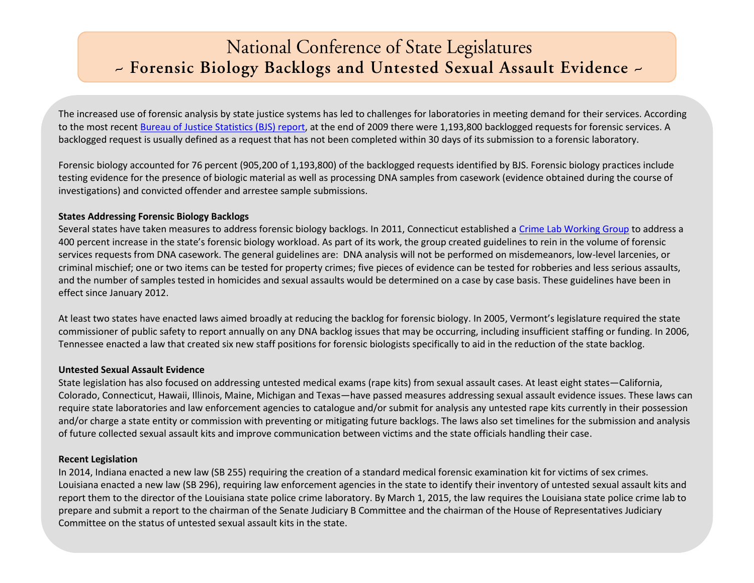# National Conference of State Legislatures

## ~ Forensic Biology Backlogs and Untested Sexual Assault Evidence ~

The increased use of forensic analysis by state justice systems has led to challenges for laboratories in meeting demand for their services. According to the most recent Bureau of Justice Statistics (BJS) report, at the end of 2009 there were 1,193,800 backlogged requests for forensic services. A backlogged request is usually defined as a request that has not been completed within 30 days of its submission to a forensic laboratory.

Forensic biology accounted for 76 percent (905,200 of 1,193,800) of the backlogged requests identified by BJS. Forensic biology practices include testing evidence for the presence of biologic material as well as processing DNA samples from casework (evidence obtained during the course of investigations) and convicted offender and arrestee sample submissions.

**States Addressing Forensic Biology Backlogs**

Several states have taken measures to address forensic biology backlogs. In 2011, Connecticut established a Crime Lab Working Group to address a 400 percent increase in the state's forensic biology workload. As part of its work, the group created guidelines to rein in the volume of forensic services requests from DNA casework. The general guidelines are: DNA analysis will not be performed on misdemeanors, low-level larcenies, or criminal mischief; one or two items can be tested for property crimes; five pieces of evidence can be tested for robberies and less serious assaults, and the number of samples tested in homicides and sexual assaults would be determined on a case by case basis. These guidelines have been in effect since January 2012.

At least two states have enacted laws aimed broadly at reducing the backlog for forensic biology. In 2005, Vermont's legislature required the state commissioner of public safety to report annually on any DNA backlog issues that may be occurring, including insufficient staffing or funding. In 2006, Tennessee enacted a law that created six new staff positions for forensic biologists specifically to aid in the reduction of the state backlog.

**Untested Sexual Assault Evidence**

State legislation has also focused on addressing untested medical exams (rape kits) from sexual assault cases. At least eight states—California, Colorado, Connecticut, Hawaii, Illinois, Maine, Michigan and Texas—have passed measures addressing sexual assault evidence issues. These laws can require state laboratories and law enforcement agencies to catalogue and/or submit for analysis any untested rape kits currently in their possession and/or charge a state entity or commission with preventing or mitigating future backlogs. The laws also set timelines for the submission and analysis of future collected sexual assault kits and improve communication between victims and the state officials handling their case.

**Recent Legislation**

In 2014, Indiana enacted a new law (SB 255) requiring the creation of a standard medical forensic examination kit for victims of sex crimes. Louisiana enacted a new law (SB 296), requiring law enforcement agencies in the state to identify their inventory of untested sexual assault kits and report them to the director of the Louisiana state police crime laboratory. By March 1, 2015, the law requires the Louisiana state police crime lab to prepare and submit a report to the chairman of the Senate Judiciary B Committee and the chairman of the House of Representatives Judiciary Committee on the status of untested sexual assault kits in the state.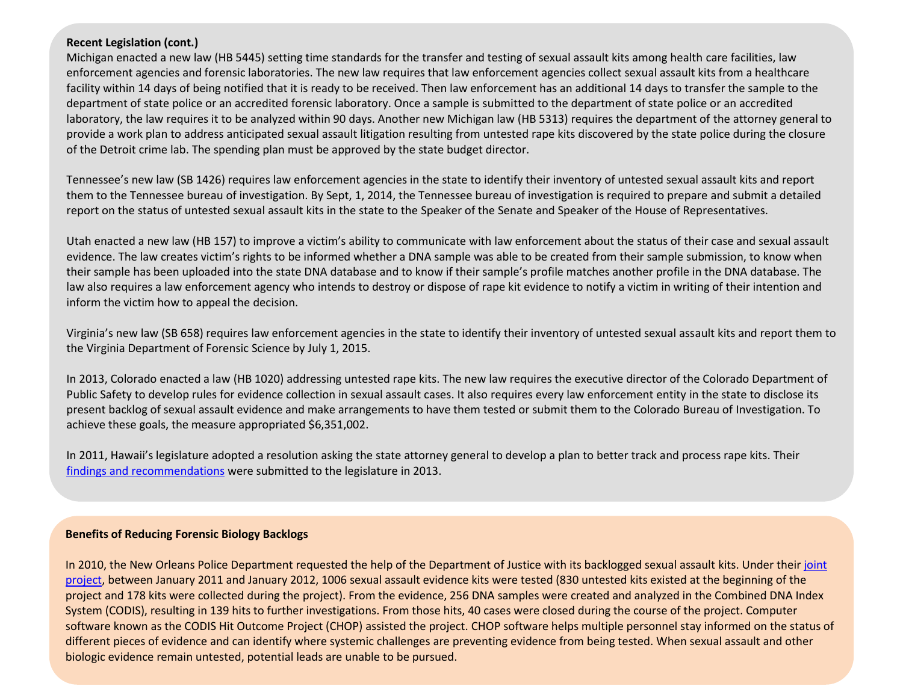**Recent Legislation (cont.)**

Michigan enacted a new law (HB 5445) setting time standards for the transfer and testing of sexual assault kits among health care facilities, law enforcement agencies and forensic laboratories. The new law requires that law enforcement agencies collect sexual assault kits from a healthcare facility within 14 days of being notified that it is ready to be received. Then law enforcement has an additional 14 days to transfer the sample to the department of state police or an accredited forensic laboratory. Once a sample is submitted to the department of state police or an accredited laboratory, the law requires it to be analyzed within 90 days. Another new Michigan law (HB 5313) requires the department of the attorney general to provide a work plan to address anticipated sexual assault litigation resulting from untested rape kits discovered by the state police during the closure of the Detroit crime lab. The spending plan must be approved by the state budget director.

Tennessee's new law (SB 1426) requires law enforcement agencies in the state to identify their inventory of untested sexual assault kits and report them to the Tennessee bureau of investigation. By Sept, 1, 2014, the Tennessee bureau of investigation is required to prepare and submit a detailed report on the status of untested sexual assault kits in the state to the Speaker of the Senate and Speaker of the House of Representatives.

Utah enacted a new law (HB 157) to improve a victim's ability to communicate with law enforcement about the status of their case and sexual assault evidence. The law creates victim's rights to be informed whether a DNA sample was able to be created from their sample submission, to know when their sample has been uploaded into the state DNA database and to know if their sample's profile matches another profile in the DNA database. The law also requires a law enforcement agency who intends to destroy or dispose of rape kit evidence to notify a victim in writing of their intention and inform the victim how to appeal the decision.

Virginia's new law (SB 658) requires law enforcement agencies in the state to identify their inventory of untested sexual assault kits and report them to the Virginia Department of Forensic Science by July 1, 2015.

In 2013, Colorado enacted a law (HB 1020) addressing untested rape kits. The new law requires the executive director of the Colorado Department of Public Safety to develop rules for evidence collection in sexual assault cases. It also requires every law enforcement entity in the state to disclose its present backlog of sexual assault evidence and make arrangements to have them tested or submit them to the Colorado Bureau of Investigation. To achieve these goals, the measure appropriated $6,351,002.

In 2011, Hawaii's legislature adopted a resolution asking the state attorney general to develop a plan to better track and process rape kits. Their findings and recommendations were submitted to the legislature in 2013.

**Benefits of Reducing Forensic Biology Backlogs**

In 2010, the New Orleans Police Department requested the help of the Department of Justice with its backlogged sexual assault kits. Under their joint project, between January 2011 and January 2012, 1006 sexual assault evidence kits were tested (830 untested kits existed at the beginning of the project and 178 kits were collected during the project). From the evidence, 256 DNA samples were created and analyzed in the Combined DNA Index System (CODIS), resulting in 139 hits to further investigations. From those hits, 40 cases were closed during the course of the project. Computer software known as the CODIS Hit Outcome Project (CHOP) assisted the project. CHOP software helps multiple personnel stay informed on the status of different pieces of evidence and can identify where systemic challenges are preventing evidence from being tested. When sexual assault and other biologic evidence remain untested, potential leads are unable to be pursued.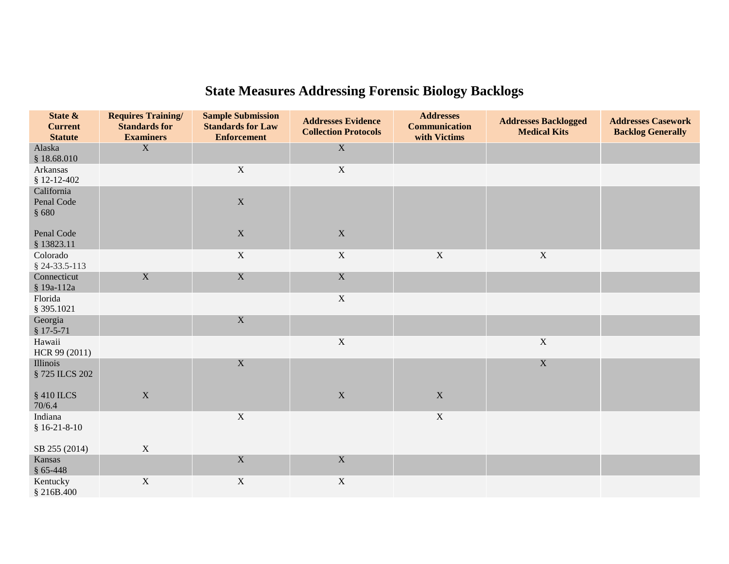# State Measures Addressing Forensic Biology Backlogs

| State & Current Statute | Requires Training/ Standards for Examiners | Sample Submission Standards for Law Enforcement | Addresses Evidence Collection Protocols | Addresses Communication with Victims | Addresses Backlogged Medical Kits | Addresses Casework Backlog Generally |
|---|---|---|---|---|---|---|
| Alaska § 18.68.010 | X | | X | | | |
| Arkansas § 12-12-402 | | X | X | | | |
| California Penal Code § 680 | | X | | | | |
| Penal Code § 13823.11 | | X | X | | | |
| Colorado § 24-33.5-113 | | X | X | X | X | |
| Connecticut § 19a-112a | X | X | X | | | |
| Florida § 395.1021 | | | X | | | |
| Georgia § 17-5-71 | | X | | | | |
| Hawaii HCR 99 (2011) | | | X | | X | |
| Illinois § 725 ILCS 202 | | X | | | X | |
| § 410 ILCS 70/6.4 | X | | X | X | | |
| Indiana § 16-21-8-10 | | X | | X | | |
| SB 255 (2014) | X | | | | | |
| Kansas § 65-448 | | X | X | | | |
| Kentucky § 216B.400 | X | X | X | | | |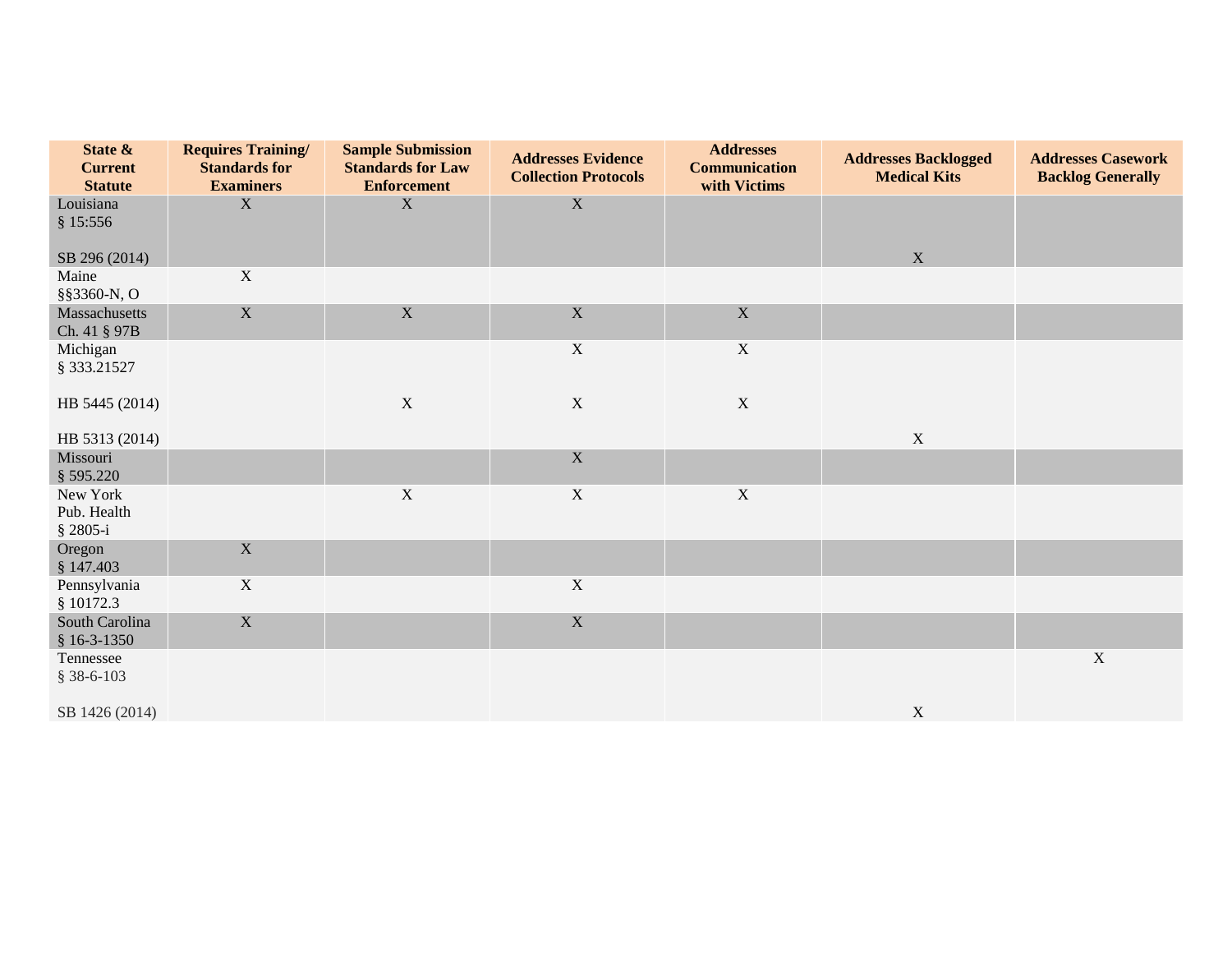| State & Current Statute | Requires Training/ Standards for Examiners | Sample Submission Standards for Law Enforcement | Addresses Evidence Collection Protocols | Addresses Communication with Victims | Addresses Backlogged Medical Kits | Addresses Casework Backlog Generally |
|---|---|---|---|---|---|---|
| Louisiana § 15:556 | X | X | X | | | |
| SB 296 (2014) | | | | | X | |
| Maine §§3360-N, O | X | | | | | |
| Massachusetts Ch. 41 § 97B | X | X | X | X | | |
| Michigan § 333.21527 | | | X | X | | |
| HB 5445 (2014) | | X | X | X | | |
| HB 5313 (2014) | | | | | X | |
| Missouri § 595.220 | | | X | | | |
| New York Pub. Health § 2805-i | | X | X | X | | |
| Oregon § 147.403 | X | | | | | |
| Pennsylvania § 10172.3 | X | | X | | | |
| South Carolina § 16-3-1350 | X | | X | | | |
| Tennessee § 38-6-103 | | | | | | X |
| SB 1426 (2014) | | | | | X | |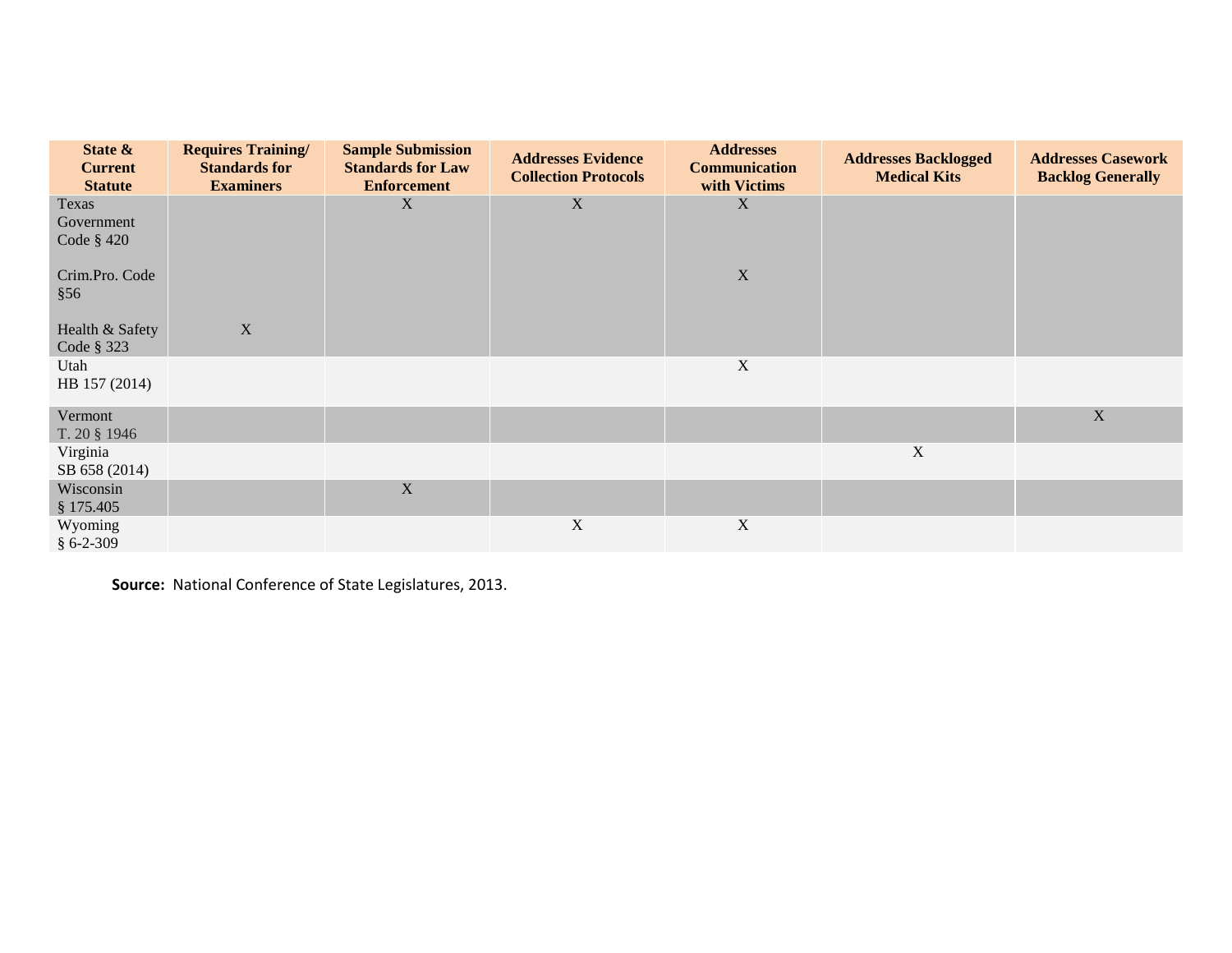| State & Current Statute | Requires Training/ Standards for Examiners | Sample Submission Standards for Law Enforcement | Addresses Evidence Collection Protocols | Addresses Communication with Victims | Addresses Backlogged Medical Kits | Addresses Casework Backlog Generally |
|---|---|---|---|---|---|---|
| Texas Government Code § 420 | | X | X | X | | |
| Crim.Pro. Code §56 | | | | X | | |
| Health & Safety Code § 323 | X | | | | | |
| Utah HB 157 (2014) | | | | X | | |
| Vermont T. 20 § 1946 | | | | | | X |
| Virginia SB 658 (2014) | | | | | X | |
| Wisconsin § 175.405 | | X | | | | |
| Wyoming § 6-2-309 | | | X | X | | |

**Source:** National Conference of State Legislatures, 2013.